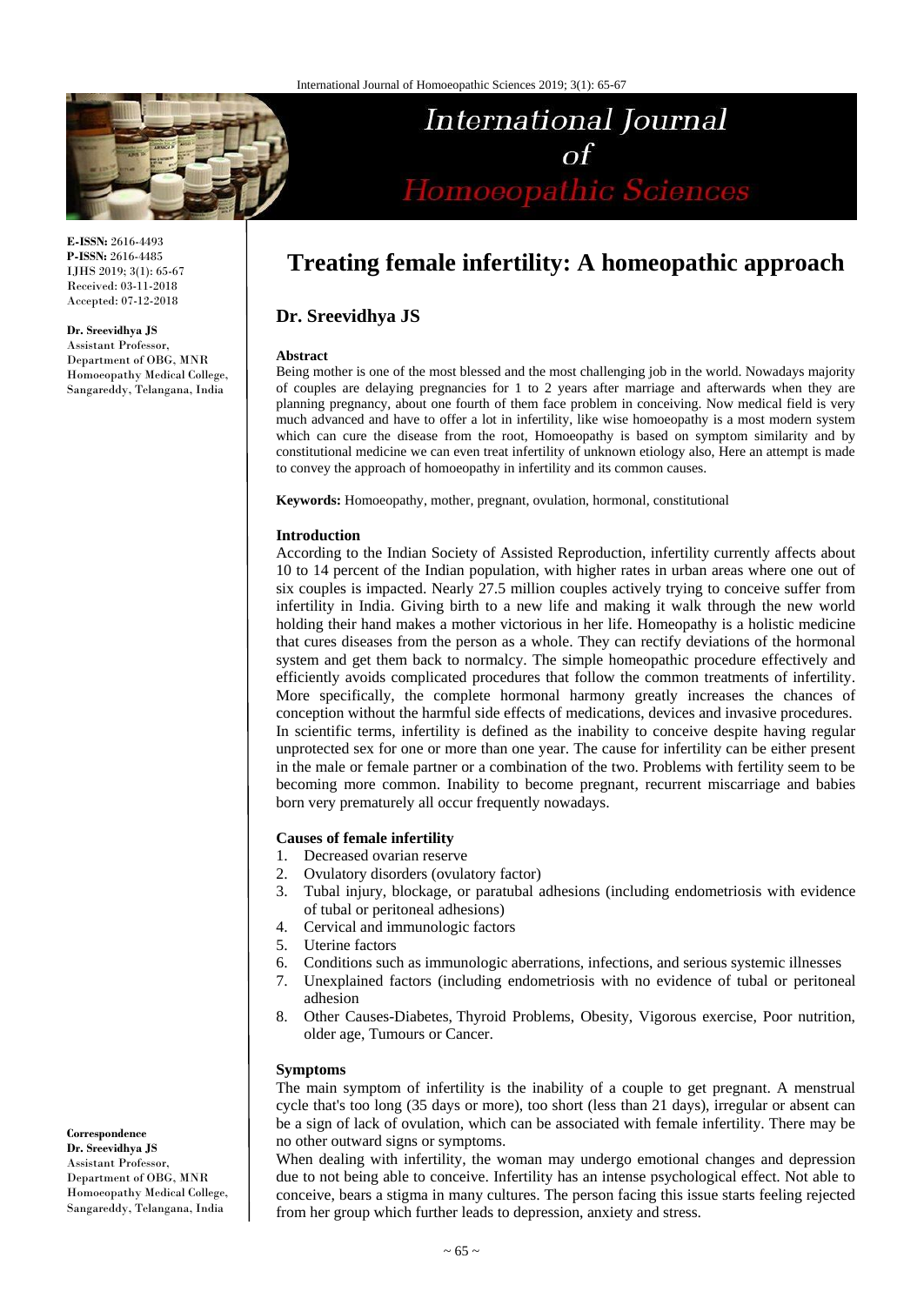# Treating female infertility: A homeopathic approach

**Dr. Sreevidhya JS**

**E-ISSN:** 2616-4493
**P-ISSN:** 2616-4485
IJHS 2019; 3(1): 65-67
Received: 03-11-2018
Accepted: 07-12-2018

**Dr. Sreevidhya JS**
Assistant Professor,
Department of OBG, MNR Homoeopathy Medical College, Sangareddy, Telangana, India

**Correspondence**
**Dr. Sreevidhya JS**
Assistant Professor,
Department of OBG, MNR Homoeopathy Medical College, Sangareddy, Telangana, India

**Abstract**

Being mother is one of the most blessed and the most challenging job in the world. Nowadays majority of couples are delaying pregnancies for 1 to 2 years after marriage and afterwards when they are planning pregnancy, about one fourth of them face problem in conceiving. Now medical field is very much advanced and have to offer a lot in infertility, like wise homoeopathy is a most modern system which can cure the disease from the root, Homoeopathy is based on symptom similarity and by constitutional medicine we can even treat infertility of unknown etiology also, Here an attempt is made to convey the approach of homoeopathy in infertility and its common causes.

**Keywords:** Homoeopathy, mother, pregnant, ovulation, hormonal, constitutional

## Introduction

According to the Indian Society of Assisted Reproduction, infertility currently affects about 10 to 14 percent of the Indian population, with higher rates in urban areas where one out of six couples is impacted. Nearly 27.5 million couples actively trying to conceive suffer from infertility in India. Giving birth to a new life and making it walk through the new world holding their hand makes a mother victorious in her life. Homeopathy is a holistic medicine that cures diseases from the person as a whole. They can rectify deviations of the hormonal system and get them back to normalcy. The simple homeopathic procedure effectively and efficiently avoids complicated procedures that follow the common treatments of infertility. More specifically, the complete hormonal harmony greatly increases the chances of conception without the harmful side effects of medications, devices and invasive procedures.

In scientific terms, infertility is defined as the inability to conceive despite having regular unprotected sex for one or more than one year. The cause for infertility can be either present in the male or female partner or a combination of the two. Problems with fertility seem to be becoming more common. Inability to become pregnant, recurrent miscarriage and babies born very prematurely all occur frequently nowadays.

### Causes of female infertility

1. Decreased ovarian reserve
2. Ovulatory disorders (ovulatory factor)
3. Tubal injury, blockage, or paratubal adhesions (including endometriosis with evidence of tubal or peritoneal adhesions)
4. Cervical and immunologic factors
5. Uterine factors
6. Conditions such as immunologic aberrations, infections, and serious systemic illnesses
7. Unexplained factors (including endometriosis with no evidence of tubal or peritoneal adhesion
8. Other Causes-Diabetes, Thyroid Problems, Obesity, Vigorous exercise, Poor nutrition, older age, Tumours or Cancer.

### Symptoms

The main symptom of infertility is the inability of a couple to get pregnant. A menstrual cycle that's too long (35 days or more), too short (less than 21 days), irregular or absent can be a sign of lack of ovulation, which can be associated with female infertility. There may be no other outward signs or symptoms.

When dealing with infertility, the woman may undergo emotional changes and depression due to not being able to conceive. Infertility has an intense psychological effect. Not able to conceive, bears a stigma in many cultures. The person facing this issue starts feeling rejected from her group which further leads to depression, anxiety and stress.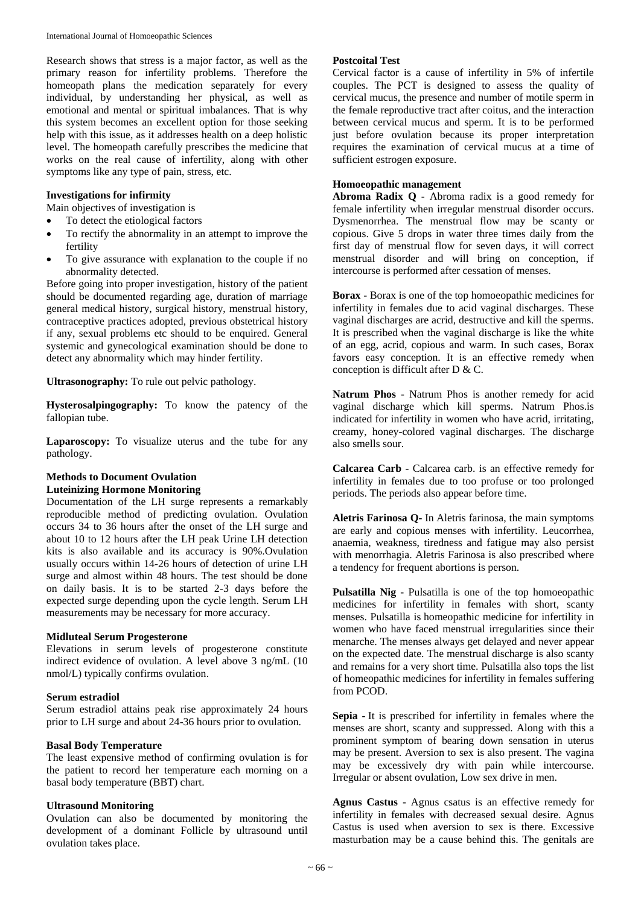Research shows that stress is a major factor, as well as the primary reason for infertility problems. Therefore the homeopath plans the medication separately for every individual, by understanding her physical, as well as emotional and mental or spiritual imbalances. That is why this system becomes an excellent option for those seeking help with this issue, as it addresses health on a deep holistic level. The homeopath carefully prescribes the medicine that works on the real cause of infertility, along with other symptoms like any type of pain, stress, etc.

**Investigations for infirmity**

Main objectives of investigation is

- To detect the etiological factors
- To rectify the abnormality in an attempt to improve the fertility
- To give assurance with explanation to the couple if no abnormality detected.

Before going into proper investigation, history of the patient should be documented regarding age, duration of marriage general medical history, surgical history, menstrual history, contraceptive practices adopted, previous obstetrical history if any, sexual problems etc should to be enquired. General systemic and gynecological examination should be done to detect any abnormality which may hinder fertility.

**Ultrasonography:** To rule out pelvic pathology.

**Hysterosalpingography:** To know the patency of the fallopian tube.

**Laparoscopy:** To visualize uterus and the tube for any pathology.

**Methods to Document Ovulation**

**Luteinizing Hormone Monitoring**

Documentation of the LH surge represents a remarkably reproducible method of predicting ovulation. Ovulation occurs 34 to 36 hours after the onset of the LH surge and about 10 to 12 hours after the LH peak Urine LH detection kits is also available and its accuracy is 90%.Ovulation usually occurs within 14-26 hours of detection of urine LH surge and almost within 48 hours. The test should be done on daily basis. It is to be started 2-3 days before the expected surge depending upon the cycle length. Serum LH measurements may be necessary for more accuracy.

**Midluteal Serum Progesterone**

Elevations in serum levels of progesterone constitute indirect evidence of ovulation. A level above 3 ng/mL (10 nmol/L) typically confirms ovulation.

**Serum estradiol**

Serum estradiol attains peak rise approximately 24 hours prior to LH surge and about 24-36 hours prior to ovulation.

**Basal Body Temperature**

The least expensive method of confirming ovulation is for the patient to record her temperature each morning on a basal body temperature (BBT) chart.

**Ultrasound Monitoring**

Ovulation can also be documented by monitoring the development of a dominant Follicle by ultrasound until ovulation takes place.

**Postcoital Test**

Cervical factor is a cause of infertility in 5% of infertile couples. The PCT is designed to assess the quality of cervical mucus, the presence and number of motile sperm in the female reproductive tract after coitus, and the interaction between cervical mucus and sperm. It is to be performed just before ovulation because its proper interpretation requires the examination of cervical mucus at a time of sufficient estrogen exposure.

**Homoeopathic management**

**Abroma Radix Q -** Abroma radix is a good remedy for female infertility when irregular menstrual disorder occurs. Dysmenorrhea. The menstrual flow may be scanty or copious. Give 5 drops in water three times daily from the first day of menstrual flow for seven days, it will correct menstrual disorder and will bring on conception, if intercourse is performed after cessation of menses.

**Borax -** Borax is one of the top homoeopathic medicines for infertility in females due to acid vaginal discharges. These vaginal discharges are acrid, destructive and kill the sperms. It is prescribed when the vaginal discharge is like the white of an egg, acrid, copious and warm. In such cases, Borax favors easy conception. It is an effective remedy when conception is difficult after D & C.

**Natrum Phos** - Natrum Phos is another remedy for acid vaginal discharge which kill sperms. Natrum Phos.is indicated for infertility in women who have acrid, irritating, creamy, honey-colored vaginal discharges. The discharge also smells sour.

**Calcarea Carb -** Calcarea carb. is an effective remedy for infertility in females due to too profuse or too prolonged periods. The periods also appear before time.

**Aletris Farinosa Q-** In Aletris farinosa, the main symptoms are early and copious menses with infertility. Leucorrhea, anaemia, weakness, tiredness and fatigue may also persist with menorrhagia. Aletris Farinosa is also prescribed where a tendency for frequent abortions is person.

**Pulsatilla Nig** - Pulsatilla is one of the top homoeopathic medicines for infertility in females with short, scanty menses. Pulsatilla is homeopathic medicine for infertility in women who have faced menstrual irregularities since their menarche. The menses always get delayed and never appear on the expected date. The menstrual discharge is also scanty and remains for a very short time. Pulsatilla also tops the list of homeopathic medicines for infertility in females suffering from PCOD.

**Sepia -** It is prescribed for infertility in females where the menses are short, scanty and suppressed. Along with this a prominent symptom of bearing down sensation in uterus may be present. Aversion to sex is also present. The vagina may be excessively dry with pain while intercourse. Irregular or absent ovulation, Low sex drive in men.

**Agnus Castus** - Agnus csatus is an effective remedy for infertility in females with decreased sexual desire. Agnus Castus is used when aversion to sex is there. Excessive masturbation may be a cause behind this. The genitals are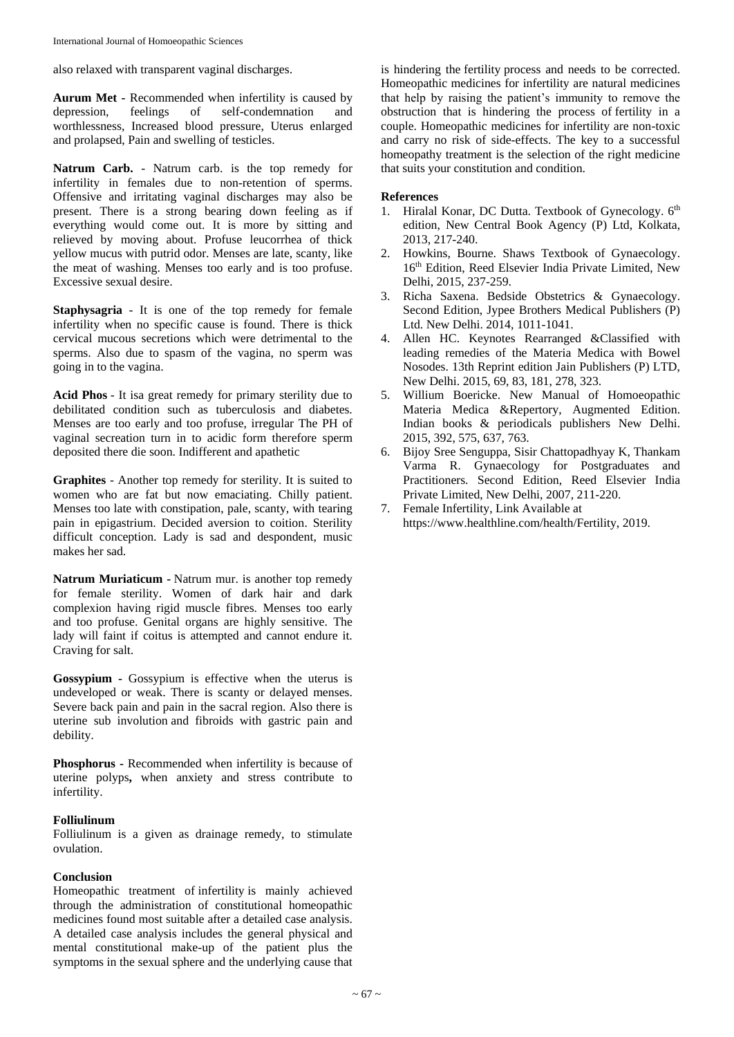also relaxed with transparent vaginal discharges.

**Aurum Met -** Recommended when infertility is caused by depression, feelings of self-condemnation and worthlessness, Increased blood pressure, Uterus enlarged and prolapsed, Pain and swelling of testicles.

**Natrum Carb.** - Natrum carb. is the top remedy for infertility in females due to non-retention of sperms. Offensive and irritating vaginal discharges may also be present. There is a strong bearing down feeling as if everything would come out. It is more by sitting and relieved by moving about. Profuse leucorrhea of thick yellow mucus with putrid odor. Menses are late, scanty, like the meat of washing. Menses too early and is too profuse. Excessive sexual desire.

**Staphysagria** - It is one of the top remedy for female infertility when no specific cause is found. There is thick cervical mucous secretions which were detrimental to the sperms. Also due to spasm of the vagina, no sperm was going in to the vagina.

**Acid Phos** - It isa great remedy for primary sterility due to debilitated condition such as tuberculosis and diabetes. Menses are too early and too profuse, irregular The PH of vaginal secreation turn in to acidic form therefore sperm deposited there die soon. Indifferent and apathetic

**Graphites** - Another top remedy for sterility. It is suited to women who are fat but now emaciating. Chilly patient. Menses too late with constipation, pale, scanty, with tearing pain in epigastrium. Decided aversion to coition. Sterility difficult conception. Lady is sad and despondent, music makes her sad.

**Natrum Muriaticum -** Natrum mur. is another top remedy for female sterility. Women of dark hair and dark complexion having rigid muscle fibres. Menses too early and too profuse. Genital organs are highly sensitive. The lady will faint if coitus is attempted and cannot endure it. Craving for salt.

**Gossypium -** Gossypium is effective when the uterus is undeveloped or weak. There is scanty or delayed menses. Severe back pain and pain in the sacral region. Also there is uterine sub involution and fibroids with gastric pain and debility.

**Phosphorus -** Recommended when infertility is because of uterine polyps**,** when anxiety and stress contribute to infertility.

**Folliulinum**

Folliulinum is a given as drainage remedy, to stimulate ovulation.

**Conclusion**

Homeopathic treatment of infertility is mainly achieved through the administration of constitutional homeopathic medicines found most suitable after a detailed case analysis. A detailed case analysis includes the general physical and mental constitutional make-up of the patient plus the symptoms in the sexual sphere and the underlying cause that is hindering the fertility process and needs to be corrected. Homeopathic medicines for infertility are natural medicines that help by raising the patient's immunity to remove the obstruction that is hindering the process of fertility in a couple. Homeopathic medicines for infertility are non-toxic and carry no risk of side-effects. The key to a successful homeopathy treatment is the selection of the right medicine that suits your constitution and condition.

**References**

1. Hiralal Konar, DC Dutta. Textbook of Gynecology. 6th edition, New Central Book Agency (P) Ltd, Kolkata, 2013, 217-240.
2. Howkins, Bourne. Shaws Textbook of Gynaecology. 16th Edition, Reed Elsevier India Private Limited, New Delhi, 2015, 237-259.
3. Richa Saxena. Bedside Obstetrics & Gynaecology. Second Edition, Jypee Brothers Medical Publishers (P) Ltd. New Delhi. 2014, 1011-1041.
4. Allen HC. Keynotes Rearranged &Classified with leading remedies of the Materia Medica with Bowel Nosodes. 13th Reprint edition Jain Publishers (P) LTD, New Delhi. 2015, 69, 83, 181, 278, 323.
5. Willium Boericke. New Manual of Homoeopathic Materia Medica &Repertory, Augmented Edition. Indian books & periodicals publishers New Delhi. 2015, 392, 575, 637, 763.
6. Bijoy Sree Senguppa, Sisir Chattopadhyay K, Thankam Varma R. Gynaecology for Postgraduates and Practitioners. Second Edition, Reed Elsevier India Private Limited, New Delhi, 2007, 211-220.
7. Female Infertility, Link Available at https://www.healthline.com/health/Fertility, 2019.